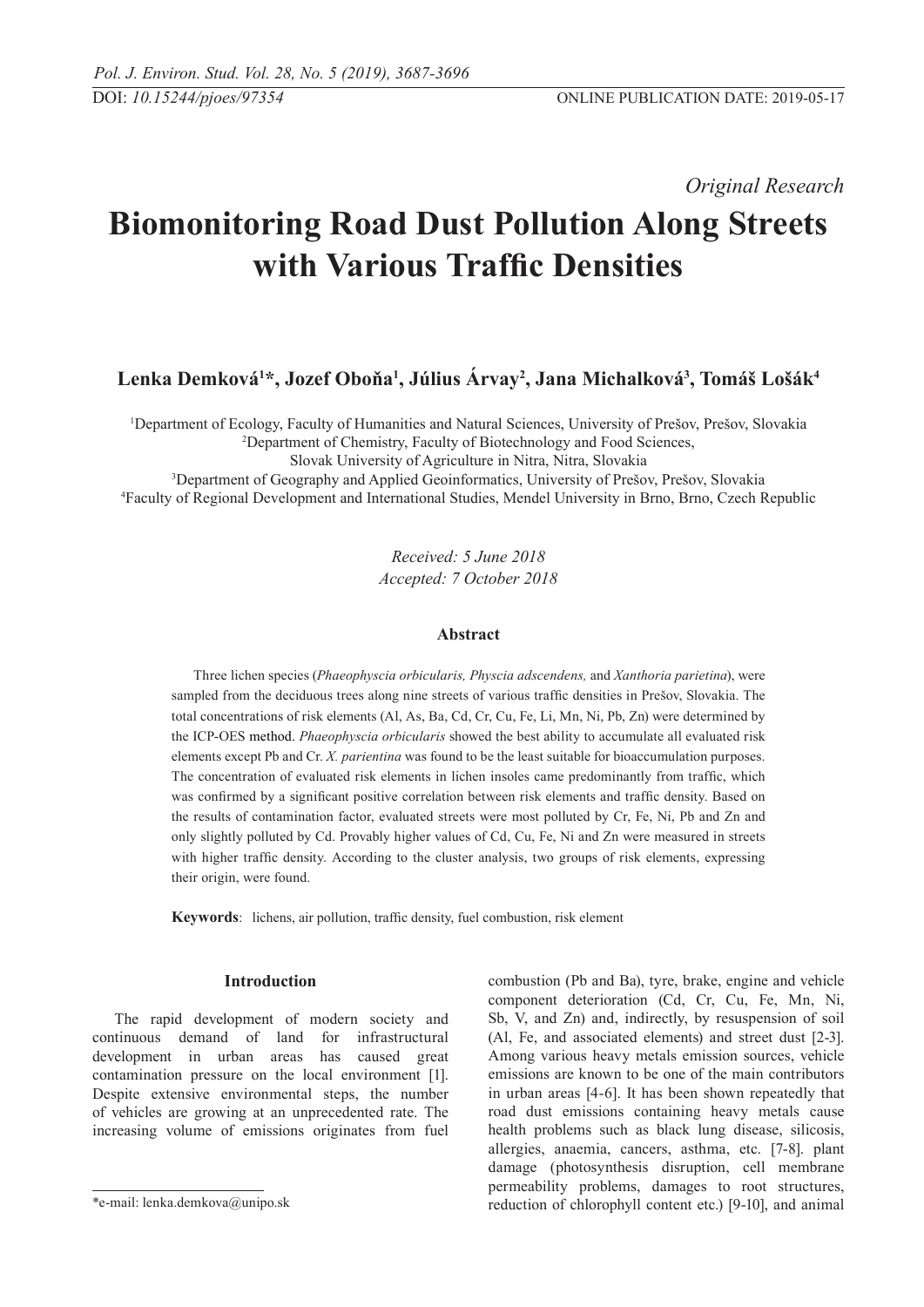*Original Research*

# Biomonitoring Road Dust Pollution Along Streets with Various Traffic Densities

**Lenka Demková[1]*, Jozef Oboňa[1], Július Árvay[2], Jana Michalková[3], Tomáš Lošák[4]**

[1]Department of Ecology, Faculty of Humanities and Natural Sciences, University of Prešov, Prešov, Slovakia
[2]Department of Chemistry, Faculty of Biotechnology and Food Sciences, Slovak University of Agriculture in Nitra, Nitra, Slovakia
[3]Department of Geography and Applied Geoinformatics, University of Prešov, Prešov, Slovakia
[4]Faculty of Regional Development and International Studies, Mendel University in Brno, Brno, Czech Republic

*Received: 5 June 2018*
*Accepted: 7 October 2018*

### Abstract

Three lichen species (*Phaeophyscia orbicularis, Physcia adscendens,* and *Xanthoria parietina*), were sampled from the deciduous trees along nine streets of various traffic densities in Prešov, Slovakia. The total concentrations of risk elements (Al, As, Ba, Cd, Cr, Cu, Fe, Li, Mn, Ni, Pb, Zn) were determined by the ICP-OES method. *Phaeophyscia orbicularis* showed the best ability to accumulate all evaluated risk elements except Pb and Cr. *X. parientina* was found to be the least suitable for bioaccumulation purposes. The concentration of evaluated risk elements in lichen insoles came predominantly from traffic, which was confirmed by a significant positive correlation between risk elements and traffic density. Based on the results of contamination factor, evaluated streets were most polluted by Cr, Fe, Ni, Pb and Zn and only slightly polluted by Cd. Provably higher values of Cd, Cu, Fe, Ni and Zn were measured in streets with higher traffic density. According to the cluster analysis, two groups of risk elements, expressing their origin, were found.

**Keywords**: lichens, air pollution, traffic density, fuel combustion, risk element

## Introduction

The rapid development of modern society and continuous demand of land for infrastructural development in urban areas has caused great contamination pressure on the local environment [1]. Despite extensive environmental steps, the number of vehicles are growing at an unprecedented rate. The increasing volume of emissions originates from fuel combustion (Pb and Ba), tyre, brake, engine and vehicle component deterioration (Cd, Cr, Cu, Fe, Mn, Ni, Sb, V, and Zn) and, indirectly, by resuspension of soil (Al, Fe, and associated elements) and street dust [2-3]. Among various heavy metals emission sources, vehicle emissions are known to be one of the main contributors in urban areas [4-6]. It has been shown repeatedly that road dust emissions containing heavy metals cause health problems such as black lung disease, silicosis, allergies, anaemia, cancers, asthma, etc. [7-8]. plant damage (photosynthesis disruption, cell membrane permeability problems, damages to root structures, reduction of chlorophyll content etc.) [9-10], and animal

*e-mail: lenka.demkova@unipo.sk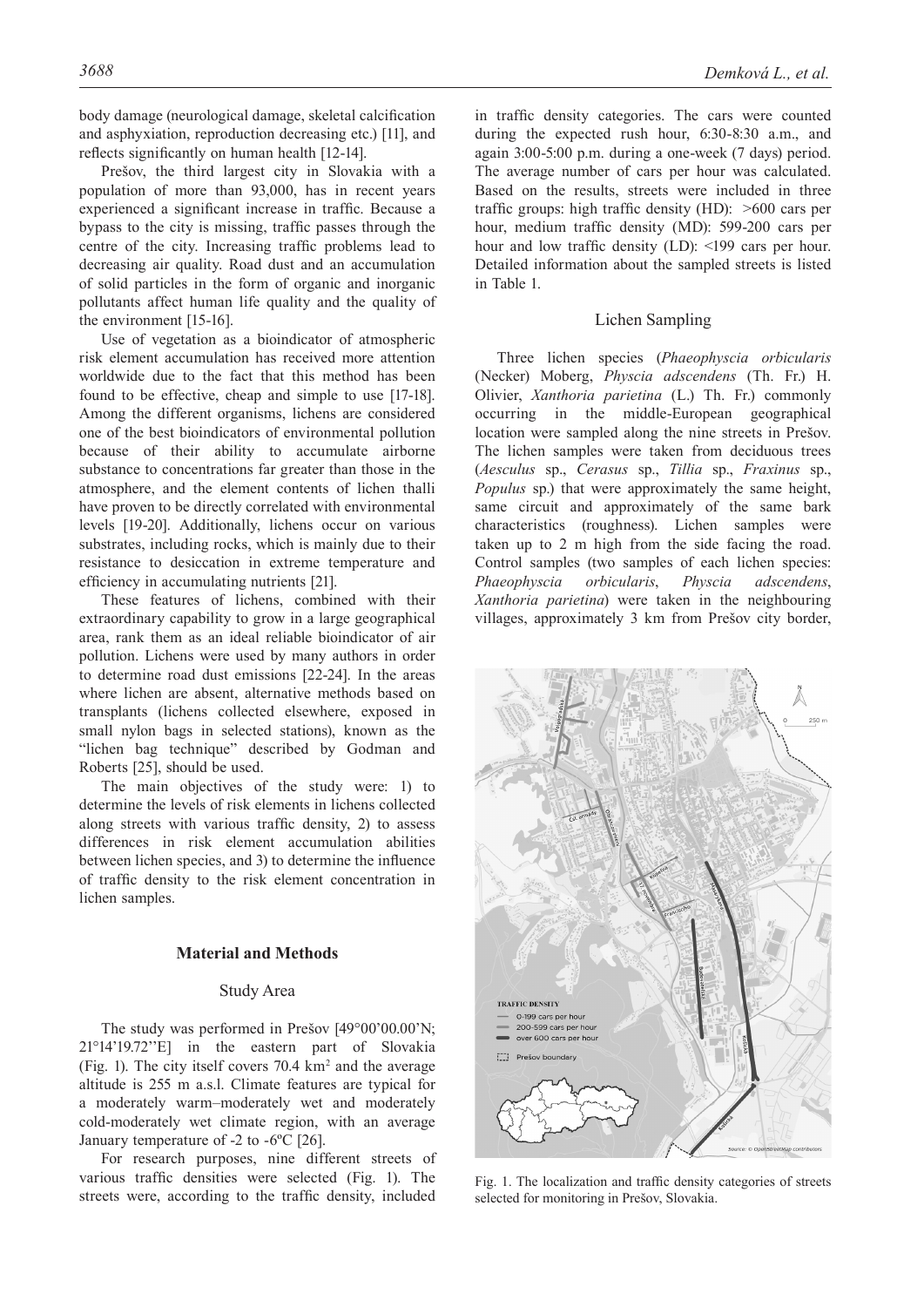body damage (neurological damage, skeletal calcification and asphyxiation, reproduction decreasing etc.) [11], and reflects significantly on human health [12-14].

Prešov, the third largest city in Slovakia with a population of more than 93,000, has in recent years experienced a significant increase in traffic. Because a bypass to the city is missing, traffic passes through the centre of the city. Increasing traffic problems lead to decreasing air quality. Road dust and an accumulation of solid particles in the form of organic and inorganic pollutants affect human life quality and the quality of the environment [15-16].

Use of vegetation as a bioindicator of atmospheric risk element accumulation has received more attention worldwide due to the fact that this method has been found to be effective, cheap and simple to use [17-18]. Among the different organisms, lichens are considered one of the best bioindicators of environmental pollution because of their ability to accumulate airborne substance to concentrations far greater than those in the atmosphere, and the element contents of lichen thalli have proven to be directly correlated with environmental levels [19-20]. Additionally, lichens occur on various substrates, including rocks, which is mainly due to their resistance to desiccation in extreme temperature and efficiency in accumulating nutrients [21].

These features of lichens, combined with their extraordinary capability to grow in a large geographical area, rank them as an ideal reliable bioindicator of air pollution. Lichens were used by many authors in order to determine road dust emissions [22-24]. In the areas where lichen are absent, alternative methods based on transplants (lichens collected elsewhere, exposed in small nylon bags in selected stations), known as the "lichen bag technique" described by Godman and Roberts [25], should be used.

The main objectives of the study were: 1) to determine the levels of risk elements in lichens collected along streets with various traffic density, 2) to assess differences in risk element accumulation abilities between lichen species, and 3) to determine the influence of traffic density to the risk element concentration in lichen samples.

## Material and Methods

### Study Area

The study was performed in Prešov [49°00'00.00'N; 21°14'19.72''E] in the eastern part of Slovakia (Fig. 1). The city itself covers 70.4 km$^2$ and the average altitude is 255 m a.s.l. Climate features are typical for a moderately warm–moderately wet and moderately cold-moderately wet climate region, with an average January temperature of -2 to -6ºC [26].

For research purposes, nine different streets of various traffic densities were selected (Fig. 1). The streets were, according to the traffic density, included in traffic density categories. The cars were counted during the expected rush hour, 6:30-8:30 a.m., and again 3:00-5:00 p.m. during a one-week (7 days) period. The average number of cars per hour was calculated. Based on the results, streets were included in three traffic groups: high traffic density (HD): >600 cars per hour, medium traffic density (MD): 599-200 cars per hour and low traffic density (LD): <199 cars per hour. Detailed information about the sampled streets is listed in Table 1.

### Lichen Sampling

Three lichen species (*Phaeophyscia orbicularis* (Necker) Moberg, *Physcia adscendens* (Th. Fr.) H. Olivier, *Xanthoria parietina* (L.) Th. Fr.) commonly occurring in the middle-European geographical location were sampled along the nine streets in Prešov. The lichen samples were taken from deciduous trees (*Aesculus* sp., *Cerasus* sp., *Tillia* sp., *Fraxinus* sp., *Populus* sp.) that were approximately the same height, same circuit and approximately of the same bark characteristics (roughness). Lichen samples were taken up to 2 m high from the side facing the road. Control samples (two samples of each lichen species: *Phaeophyscia orbicularis*, *Physcia adscendens*, *Xanthoria parietina*) were taken in the neighbouring villages, approximately 3 km from Prešov city border,

Fig. 1. The localization and traffic density categories of streets selected for monitoring in Prešov, Slovakia.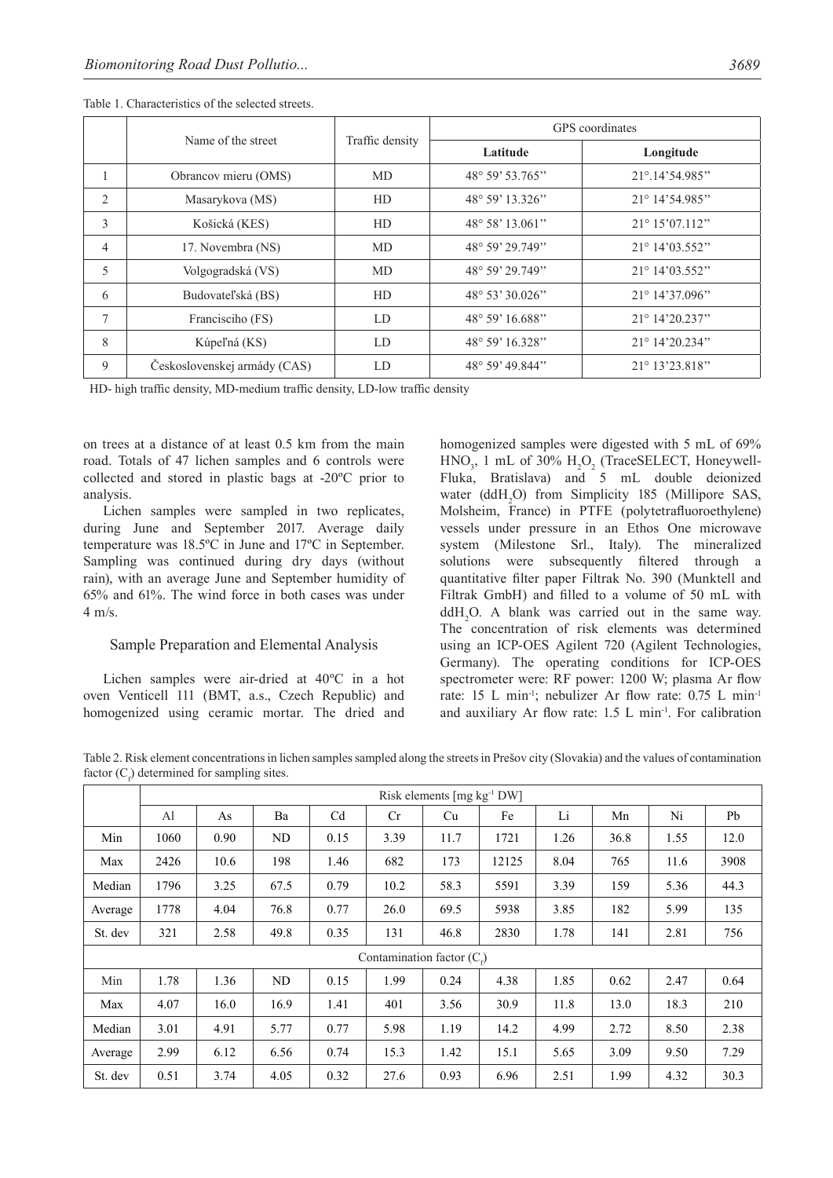Table 1. Characteristics of the selected streets.

| | Name of the street | Traffic density | GPS coordinates | |
|---|---|---|---|---|
| | | | **Latitude** | **Longitude** |
| 1 | Obrancov mieru (OMS) | MD | 48° 59' 53.765" | 21°.14'54.985" |
| 2 | Masarykova (MS) | HD | 48° 59' 13.326" | 21° 14'54.985" |
| 3 | Košická (KES) | HD | 48° 58' 13.061" | 21° 15'07.112" |
| 4 | 17. Novembra (NS) | MD | 48° 59' 29.749" | 21° 14'03.552" |
| 5 | Volgogradská (VS) | MD | 48° 59' 29.749" | 21° 14'03.552" |
| 6 | Budovateľská (BS) | HD | 48° 53' 30.026" | 21° 14'37.096" |
| 7 | Francisciho (FS) | LD | 48° 59' 16.688" | 21° 14'20.237" |
| 8 | Kúpeľná (KS) | LD | 48° 59' 16.328" | 21° 14'20.234" |
| 9 | Československej armády (CAS) | LD | 48° 59' 49.844" | 21° 13'23.818" |

HD- high traffic density, MD-medium traffic density, LD-low traffic density

on trees at a distance of at least 0.5 km from the main road. Totals of 47 lichen samples and 6 controls were collected and stored in plastic bags at -20ºC prior to analysis.

Lichen samples were sampled in two replicates, during June and September 2017. Average daily temperature was 18.5ºC in June and 17ºC in September. Sampling was continued during dry days (without rain), with an average June and September humidity of 65% and 61%. The wind force in both cases was under 4 m/s.

## Sample Preparation and Elemental Analysis

Lichen samples were air-dried at 40ºC in a hot oven Venticell 111 (BMT, a.s., Czech Republic) and homogenized using ceramic mortar. The dried and homogenized samples were digested with 5 mL of 69% $HNO_3$, 1 mL of 30% $H_2O_2$ (TraceSELECT, Honeywell-Fluka, Bratislava) and 5 mL double deionized water ($ddH_2O$) from Simplicity 185 (Millipore SAS, Molsheim, France) in PTFE (polytetrafluoroethylene) vessels under pressure in an Ethos One microwave system (Milestone Srl., Italy). The mineralized solutions were subsequently filtered through a quantitative filter paper Filtrak No. 390 (Munktell and Filtrak GmbH) and filled to a volume of 50 mL with $ddH_2O$. A blank was carried out in the same way. The concentration of risk elements was determined using an ICP-OES Agilent 720 (Agilent Technologies, Germany). The operating conditions for ICP-OES spectrometer were: RF power: 1200 W; plasma Ar flow rate: 15 L min$^{-1}$; nebulizer Ar flow rate: 0.75 L min$^{-1}$ and auxiliary Ar flow rate: 1.5 L min$^{-1}$. For calibration

Table 2. Risk element concentrations in lichen samples sampled along the streets in Prešov city (Slovakia) and the values of contamination factor ($C_f$) determined for sampling sites.

| | Risk elements [mg kg$^{-1}$ DW] | | | | | | | | | | |
|---|---|---|---|---|---|---|---|---|---|---|---|
| | Al | As | Ba | Cd | Cr | Cu | Fe | Li | Mn | Ni | Pb |
| Min | 1060 | 0.90 | ND | 0.15 | 3.39 | 11.7 | 1721 | 1.26 | 36.8 | 1.55 | 12.0 |
| Max | 2426 | 10.6 | 198 | 1.46 | 682 | 173 | 12125 | 8.04 | 765 | 11.6 | 3908 |
| Median | 1796 | 3.25 | 67.5 | 0.79 | 10.2 | 58.3 | 5591 | 3.39 | 159 | 5.36 | 44.3 |
| Average | 1778 | 4.04 | 76.8 | 0.77 | 26.0 | 69.5 | 5938 | 3.85 | 182 | 5.99 | 135 |
| St. dev | 321 | 2.58 | 49.8 | 0.35 | 131 | 46.8 | 2830 | 1.78 | 141 | 2.81 | 756 |
| | Contamination factor ($C_f$) | | | | | | | | | | |
| Min | 1.78 | 1.36 | ND | 0.15 | 1.99 | 0.24 | 4.38 | 1.85 | 0.62 | 2.47 | 0.64 |
| Max | 4.07 | 16.0 | 16.9 | 1.41 | 401 | 3.56 | 30.9 | 11.8 | 13.0 | 18.3 | 210 |
| Median | 3.01 | 4.91 | 5.77 | 0.77 | 5.98 | 1.19 | 14.2 | 4.99 | 2.72 | 8.50 | 2.38 |
| Average | 2.99 | 6.12 | 6.56 | 0.74 | 15.3 | 1.42 | 15.1 | 5.65 | 3.09 | 9.50 | 7.29 |
| St. dev | 0.51 | 3.74 | 4.05 | 0.32 | 27.6 | 0.93 | 6.96 | 2.51 | 1.99 | 4.32 | 30.3 |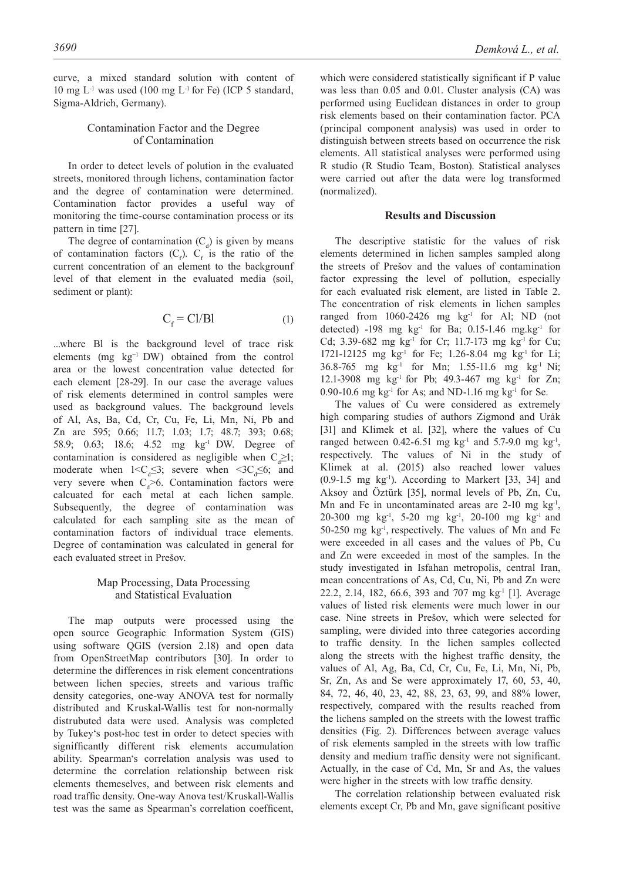curve, a mixed standard solution with content of 10 mg $L^{-1}$ was used (100 mg $L^{-1}$ for Fe) (ICP 5 standard, Sigma-Aldrich, Germany).

### Contamination Factor and the Degree of Contamination

In order to detect levels of polution in the evaluated streets, monitored through lichens, contamination factor and the degree of contamination were determined. Contamination factor provides a useful way of monitoring the time-course contamination process or its pattern in time [27].

The degree of contamination ($C_d$) is given by means of contamination factors ($C_f$). $C_f$ is the ratio of the current concentration of an element to the backgrounf level of that element in the evaluated media (soil, sediment or plant):

$$C_f = Cl/Bl \tag{1}$$

...where Bl is the background level of trace risk elements (mg $kg^{-1}$ DW) obtained from the control area or the lowest concentration value detected for each element [28-29]. In our case the average values of risk elements determined in control samples were used as background values. The background levels of Al, As, Ba, Cd, Cr, Cu, Fe, Li, Mn, Ni, Pb and Zn are 595; 0.66; 11.7; 1.03; 1.7; 48.7; 393; 0.68; 58.9; 0.63; 18.6; 4.52 mg $kg^{-1}$ DW. Degree of contamination is considered as negligible when $C_d \geq 1$; moderate when $1 < C_d \leq 3$; severe when $< 3C_d \leq 6$; and very severe when $C_d > 6$. Contamination factors were calcuated for each metal at each lichen sample. Subsequently, the degree of contamination was calculated for each sampling site as the mean of contamination factors of individual trace elements. Degree of contamination was calculated in general for each evaluated street in Prešov.

### Map Processing, Data Processing and Statistical Evaluation

The map outputs were processed using the open source Geographic Information System (GIS) using software QGIS (version 2.18) and open data from OpenStreetMap contributors [30]. In order to determine the differences in risk element concentrations between lichen species, streets and various traffic density categories, one-way ANOVA test for normally distributed and Kruskal-Wallis test for non-normally distrubuted data were used. Analysis was completed by Tukey's post-hoc test in order to detect species with signifficantly different risk elements accumulation ability. Spearman's correlation analysis was used to determine the correlation relationship between risk elements themeselves, and between risk elements and road traffic density. One-way Anova test/Kruskall-Wallis test was the same as Spearman's correlation coefficent, which were considered statistically significant if P value was less than 0.05 and 0.01. Cluster analysis (CA) was performed using Euclidean distances in order to group risk elements based on their contamination factor. PCA (principal component analysis) was used in order to distinguish between streets based on occurrence the risk elements. All statistical analyses were performed using R studio (R Studio Team, Boston). Statistical analyses were carried out after the data were log transformed (normalized).

## Results and Discussion

The descriptive statistic for the values of risk elements determined in lichen samples sampled along the streets of Prešov and the values of contamination factor expressing the level of pollution, especially for each evaluated risk element, are listed in Table 2. The concentration of risk elements in lichen samples ranged from 1060-2426 mg $kg^{-1}$ for Al; ND (not detected) -198 mg $kg^{-1}$ for Ba; 0.15-1.46 mg.$kg^{-1}$ for Cd; 3.39-682 mg $kg^{-1}$ for Cr; 11.7-173 mg $kg^{-1}$ for Cu; 1721-12125 mg $kg^{-1}$ for Fe; 1.26-8.04 mg $kg^{-1}$ for Li; 36.8-765 mg $kg^{-1}$ for Mn; 1.55-11.6 mg $kg^{-1}$ Ni; 12.1-3908 mg $kg^{-1}$ for Pb; 49.3-467 mg $kg^{-1}$ for Zn; 0.90-10.6 mg $kg^{-1}$ for As; and ND-1.16 mg $kg^{-1}$ for Se.

The values of Cu were considered as extremely high comparing studies of authors Zigmond and Urák [31] and Klimek et al. [32], where the values of Cu ranged between 0.42-6.51 mg $kg^{-1}$ and 5.7-9.0 mg $kg^{-1}$, respectively. The values of Ni in the study of Klimek at al. (2015) also reached lower values (0.9-1.5 mg $kg^{-1}$). According to Markert [33, 34] and Aksoy and Öztürk [35], normal levels of Pb, Zn, Cu, Mn and Fe in uncontaminated areas are 2-10 mg $kg^{-1}$, 20-300 mg $kg^{-1}$, 5-20 mg $kg^{-1}$, 20-100 mg $kg^{-1}$ and 50-250 mg $kg^{-1}$, respectively. The values of Mn and Fe were exceeded in all cases and the values of Pb, Cu and Zn were exceeded in most of the samples. In the study investigated in Isfahan metropolis, central Iran, mean concentrations of As, Cd, Cu, Ni, Pb and Zn were 22.2, 2.14, 182, 66.6, 393 and 707 mg $kg^{-1}$ [1]. Average values of listed risk elements were much lower in our case. Nine streets in Prešov, which were selected for sampling, were divided into three categories according to traffic density. In the lichen samples collected along the streets with the highest traffic density, the values of Al, Ag, Ba, Cd, Cr, Cu, Fe, Li, Mn, Ni, Pb, Sr, Zn, As and Se were approximately 17, 60, 53, 40, 84, 72, 46, 40, 23, 42, 88, 23, 63, 99, and 88% lower, respectively, compared with the results reached from the lichens sampled on the streets with the lowest traffic densities (Fig. 2). Differences between average values of risk elements sampled in the streets with low traffic density and medium traffic density were not significant. Actually, in the case of Cd, Mn, Sr and As, the values were higher in the streets with low traffic density.

The correlation relationship between evaluated risk elements except Cr, Pb and Mn, gave significant positive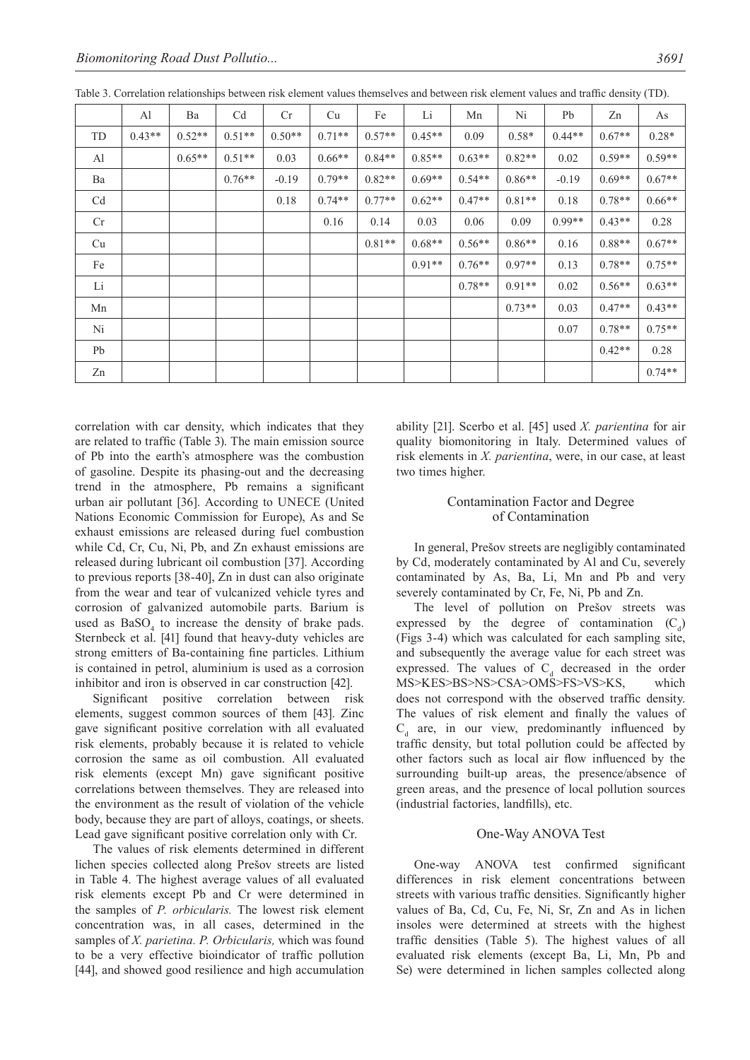Table 3. Correlation relationships between risk element values themselves and between risk element values and traffic density (TD).

| | Al | Ba | Cd | Cr | Cu | Fe | Li | Mn | Ni | Pb | Zn | As |
|---|---|---|---|---|---|---|---|---|---|---|---|---|
| TD | 0.43** | 0.52** | 0.51** | 0.50** | 0.71** | 0.57** | 0.45** | 0.09 | 0.58* | 0.44** | 0.67** | 0.28* |
| Al | | 0.65** | 0.51** | 0.03 | 0.66** | 0.84** | 0.85** | 0.63** | 0.82** | 0.02 | 0.59** | 0.59** |
| Ba | | | 0.76** | -0.19 | 0.79** | 0.82** | 0.69** | 0.54** | 0.86** | -0.19 | 0.69** | 0.67** |
| Cd | | | | 0.18 | 0.74** | 0.77** | 0.62** | 0.47** | 0.81** | 0.18 | 0.78** | 0.66** |
| Cr | | | | | 0.16 | 0.14 | 0.03 | 0.06 | 0.09 | 0.99** | 0.43** | 0.28 |
| Cu | | | | | | 0.81** | 0.68** | 0.56** | 0.86** | 0.16 | 0.88** | 0.67** |
| Fe | | | | | | | 0.91** | 0.76** | 0.97** | 0.13 | 0.78** | 0.75** |
| Li | | | | | | | | 0.78** | 0.91** | 0.02 | 0.56** | 0.63** |
| Mn | | | | | | | | | 0.73** | 0.03 | 0.47** | 0.43** |
| Ni | | | | | | | | | | 0.07 | 0.78** | 0.75** |
| Pb | | | | | | | | | | | 0.42** | 0.28 |
| Zn | | | | | | | | | | | | 0.74** |

correlation with car density, which indicates that they are related to traffic (Table 3). The main emission source of Pb into the earth's atmosphere was the combustion of gasoline. Despite its phasing-out and the decreasing trend in the atmosphere, Pb remains a significant urban air pollutant [36]. According to UNECE (United Nations Economic Commission for Europe), As and Se exhaust emissions are released during fuel combustion while Cd, Cr, Cu, Ni, Pb, and Zn exhaust emissions are released during lubricant oil combustion [37]. According to previous reports [38-40], Zn in dust can also originate from the wear and tear of vulcanized vehicle tyres and corrosion of galvanized automobile parts. Barium is used as $BaSO_4$ to increase the density of brake pads. Sternbeck et al. [41] found that heavy-duty vehicles are strong emitters of Ba-containing fine particles. Lithium is contained in petrol, aluminium is used as a corrosion inhibitor and iron is observed in car construction [42].

Significant positive correlation between risk elements, suggest common sources of them [43]. Zinc gave significant positive correlation with all evaluated risk elements, probably because it is related to vehicle corrosion the same as oil combustion. All evaluated risk elements (except Mn) gave significant positive correlations between themselves. They are released into the environment as the result of violation of the vehicle body, because they are part of alloys, coatings, or sheets. Lead gave significant positive correlation only with Cr.

The values of risk elements determined in different lichen species collected along Prešov streets are listed in Table 4. The highest average values of all evaluated risk elements except Pb and Cr were determined in the samples of *P. orbicularis.* The lowest risk element concentration was, in all cases, determined in the samples of *X. parietina. P. Orbicularis,* which was found to be a very effective bioindicator of traffic pollution [44], and showed good resilience and high accumulation ability [21]. Scerbo et al. [45] used *X. parientina* for air quality biomonitoring in Italy. Determined values of risk elements in *X. parientina*, were, in our case, at least two times higher.

## Contamination Factor and Degree of Contamination

In general, Prešov streets are negligibly contaminated by Cd, moderately contaminated by Al and Cu, severely contaminated by As, Ba, Li, Mn and Pb and very severely contaminated by Cr, Fe, Ni, Pb and Zn.

The level of pollution on Prešov streets was expressed by the degree of contamination ($C_d$) (Figs 3-4) which was calculated for each sampling site, and subsequently the average value for each street was expressed. The values of $C_d$ decreased in the order MS>KES>BS>NS>CSA>OMS>FS>VS>KS, which does not correspond with the observed traffic density. The values of risk element and finally the values of $C_d$ are, in our view, predominantly influenced by traffic density, but total pollution could be affected by other factors such as local air flow influenced by the surrounding built-up areas, the presence/absence of green areas, and the presence of local pollution sources (industrial factories, landfills), etc.

## One-Way ANOVA Test

One-way ANOVA test confirmed significant differences in risk element concentrations between streets with various traffic densities. Significantly higher values of Ba, Cd, Cu, Fe, Ni, Sr, Zn and As in lichen insoles were determined at streets with the highest traffic densities (Table 5). The highest values of all evaluated risk elements (except Ba, Li, Mn, Pb and Se) were determined in lichen samples collected along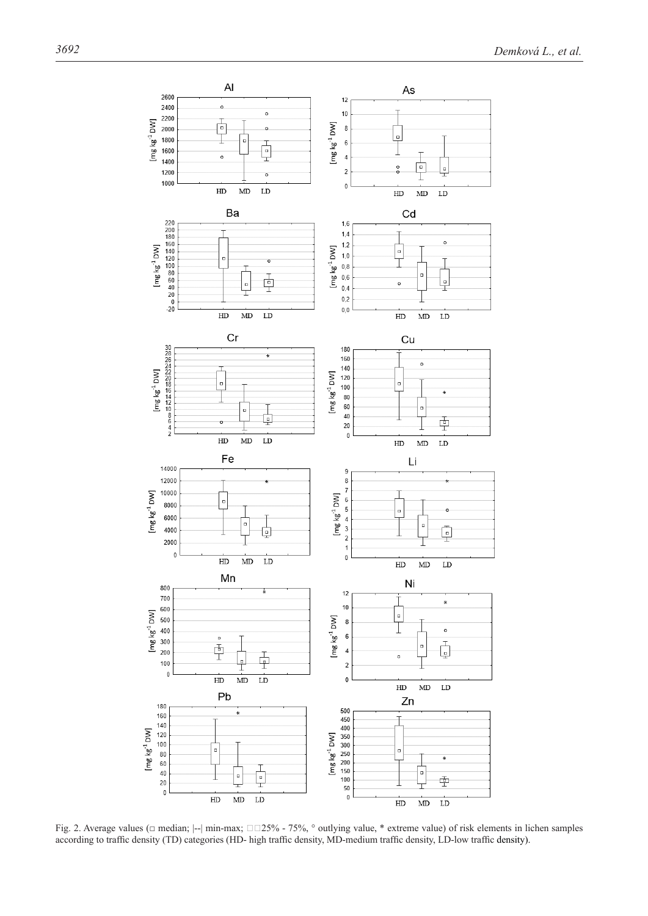Fig. 2. Average values (□ median; |--| min-max; □□25% - 75%, ° outlying value, * extreme value) of risk elements in lichen samples according to traffic density (TD) categories (HD- high traffic density, MD-medium traffic density, LD-low traffic density).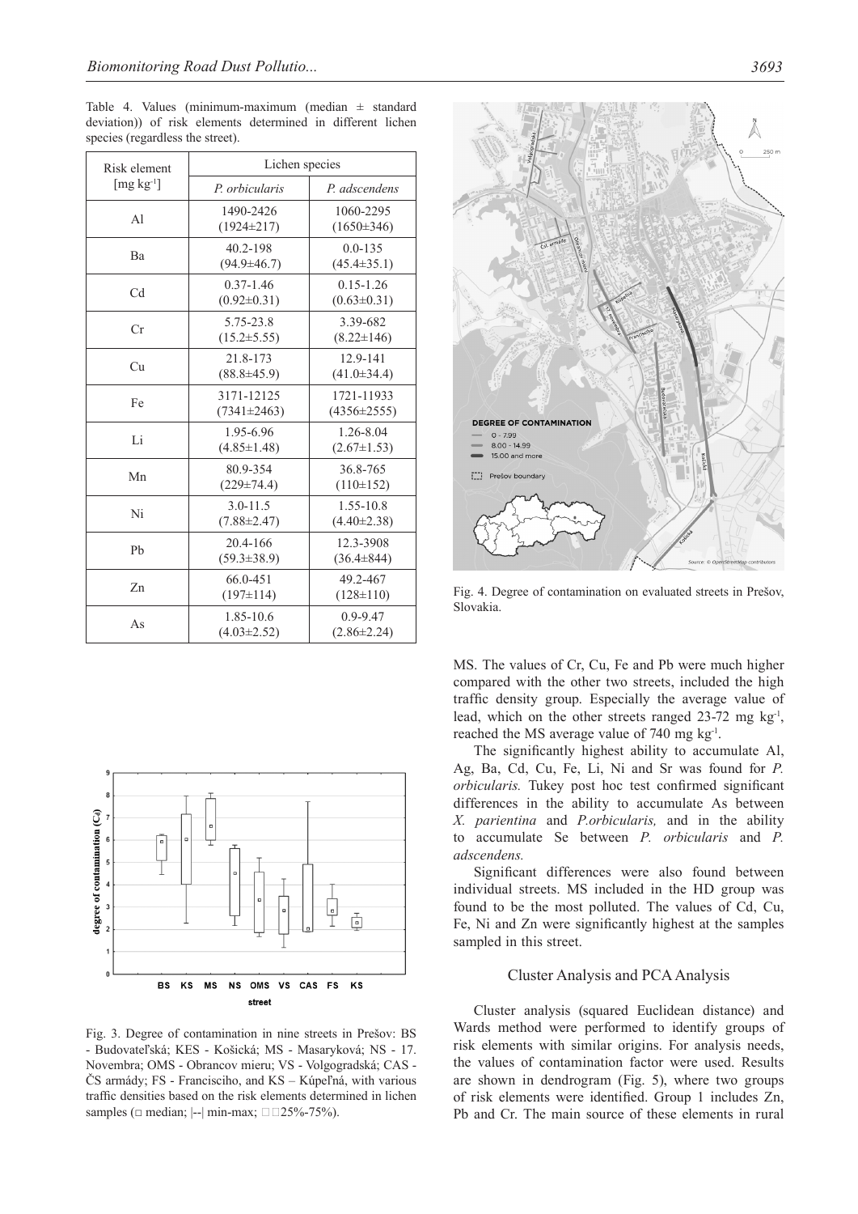Table 4. Values (minimum-maximum (median ± standard deviation)) of risk elements determined in different lichen species (regardless the street).

| Risk element [mg kg$^{-1}$] | Lichen species | |
|---|---|---|
| | *P. orbicularis* | *P. adscendens* |
| Al | 1490-2426 (1924±217) | 1060-2295 (1650±346) |
| Ba | 40.2-198 (94.9±46.7) | 0.0-135 (45.4±35.1) |
| Cd | 0.37-1.46 (0.92±0.31) | 0.15-1.26 (0.63±0.31) |
| Cr | 5.75-23.8 (15.2±5.55) | 3.39-682 (8.22±146) |
| Cu | 21.8-173 (88.8±45.9) | 12.9-141 (41.0±34.4) |
| Fe | 3171-12125 (7341±2463) | 1721-11933 (4356±2555) |
| Li | 1.95-6.96 (4.85±1.48) | 1.26-8.04 (2.67±1.53) |
| Mn | 80.9-354 (229±74.4) | 36.8-765 (110±152) |
| Ni | 3.0-11.5 (7.88±2.47) | 1.55-10.8 (4.40±2.38) |
| Pb | 20.4-166 (59.3±38.9) | 12.3-3908 (36.4±844) |
| Zn | 66.0-451 (197±114) | 49.2-467 (128±110) |
| As | 1.85-10.6 (4.03±2.52) | 0.9-9.47 (2.86±2.24) |

Fig. 3. Degree of contamination in nine streets in Prešov: BS - Budovateľská; KES - Košická; MS - Masaryková; NS - 17. Novembra; OMS - Obrancov mieru; VS - Volgogradská; CAS - ČS armády; FS - Francisciho, and KS – Kúpeľná, with various traffic densities based on the risk elements determined in lichen samples (□ median; |--| min-max; □□25%-75%).

Fig. 4. Degree of contamination on evaluated streets in Prešov, Slovakia.

MS. The values of Cr, Cu, Fe and Pb were much higher compared with the other two streets, included the high traffic density group. Especially the average value of lead, which on the other streets ranged 23-72 mg kg$^{-1}$, reached the MS average value of 740 mg kg$^{-1}$.

The significantly highest ability to accumulate Al, Ag, Ba, Cd, Cu, Fe, Li, Ni and Sr was found for *P. orbicularis.* Tukey post hoc test confirmed significant differences in the ability to accumulate As between *X. parientina* and *P.orbicularis,* and in the ability to accumulate Se between *P. orbicularis* and *P. adscendens.*

Significant differences were also found between individual streets. MS included in the HD group was found to be the most polluted. The values of Cd, Cu, Fe, Ni and Zn were significantly highest at the samples sampled in this street.

## Cluster Analysis and PCA Analysis

Cluster analysis (squared Euclidean distance) and Wards method were performed to identify groups of risk elements with similar origins. For analysis needs, the values of contamination factor were used. Results are shown in dendrogram (Fig. 5), where two groups of risk elements were identified. Group 1 includes Zn, Pb and Cr. The main source of these elements in rural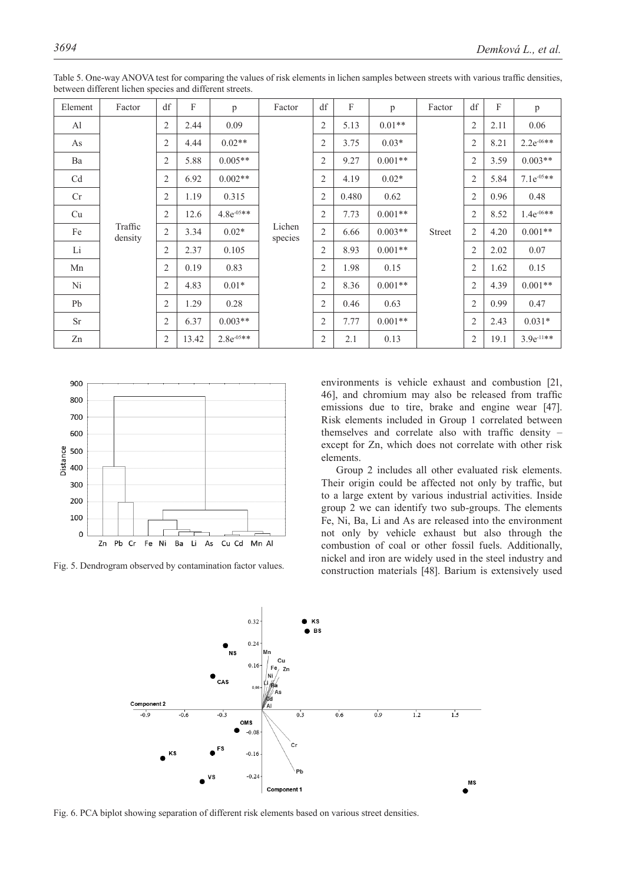Table 5. One-way ANOVA test for comparing the values of risk elements in lichen samples between streets with various traffic densities, between different lichen species and different streets.

| Element | Factor | df | F | p | Factor | df | F | p | Factor | df | F | p |
|---|---|---|---|---|---|---|---|---|---|---|---|---|
| Al | Traffic density | 2 | 2.44 | 0.09 | Lichen species | 2 | 5.13 | 0.01** | Street | 2 | 2.11 | 0.06 |
| As | | 2 | 4.44 | 0.02** | | 2 | 3.75 | 0.03* | | 2 | 8.21 | $2.2e^{-06}$** |
| Ba | | 2 | 5.88 | 0.005** | | 2 | 9.27 | 0.001** | | 2 | 3.59 | 0.003** |
| Cd | | 2 | 6.92 | 0.002** | | 2 | 4.19 | 0.02* | | 2 | 5.84 | $7.1e^{-05}$** |
| Cr | | 2 | 1.19 | 0.315 | | 2 | 0.480 | 0.62 | | 2 | 0.96 | 0.48 |
| Cu | | 2 | 12.6 | $4.8e^{-05}$** | | 2 | 7.73 | 0.001** | | 2 | 8.52 | $1.4e^{-06}$** |
| Fe | | 2 | 3.34 | 0.02* | | 2 | 6.66 | 0.003** | | 2 | 4.20 | 0.001** |
| Li | | 2 | 2.37 | 0.105 | | 2 | 8.93 | 0.001** | | 2 | 2.02 | 0.07 |
| Mn | | 2 | 0.19 | 0.83 | | 2 | 1.98 | 0.15 | | 2 | 1.62 | 0.15 |
| Ni | | 2 | 4.83 | 0.01* | | 2 | 8.36 | 0.001** | | 2 | 4.39 | 0.001** |
| Pb | | 2 | 1.29 | 0.28 | | 2 | 0.46 | 0.63 | | 2 | 0.99 | 0.47 |
| Sr | | 2 | 6.37 | 0.003** | | 2 | 7.77 | 0.001** | | 2 | 2.43 | 0.031* |
| Zn | | 2 | 13.42 | $2.8e^{-05}$** | | 2 | 2.1 | 0.13 | | 2 | 19.1 | $3.9e^{-11}$** |

Fig. 5. Dendrogram observed by contamination factor values.

environments is vehicle exhaust and combustion [21, 46], and chromium may also be released from traffic emissions due to tire, brake and engine wear [47]. Risk elements included in Group 1 correlated between themselves and correlate also with traffic density – except for Zn, which does not correlate with other risk elements.

Group 2 includes all other evaluated risk elements. Their origin could be affected not only by traffic, but to a large extent by various industrial activities. Inside group 2 we can identify two sub-groups. The elements Fe, Ni, Ba, Li and As are released into the environment not only by vehicle exhaust but also through the combustion of coal or other fossil fuels. Additionally, nickel and iron are widely used in the steel industry and construction materials [48]. Barium is extensively used

Fig. 6. PCA biplot showing separation of different risk elements based on various street densities.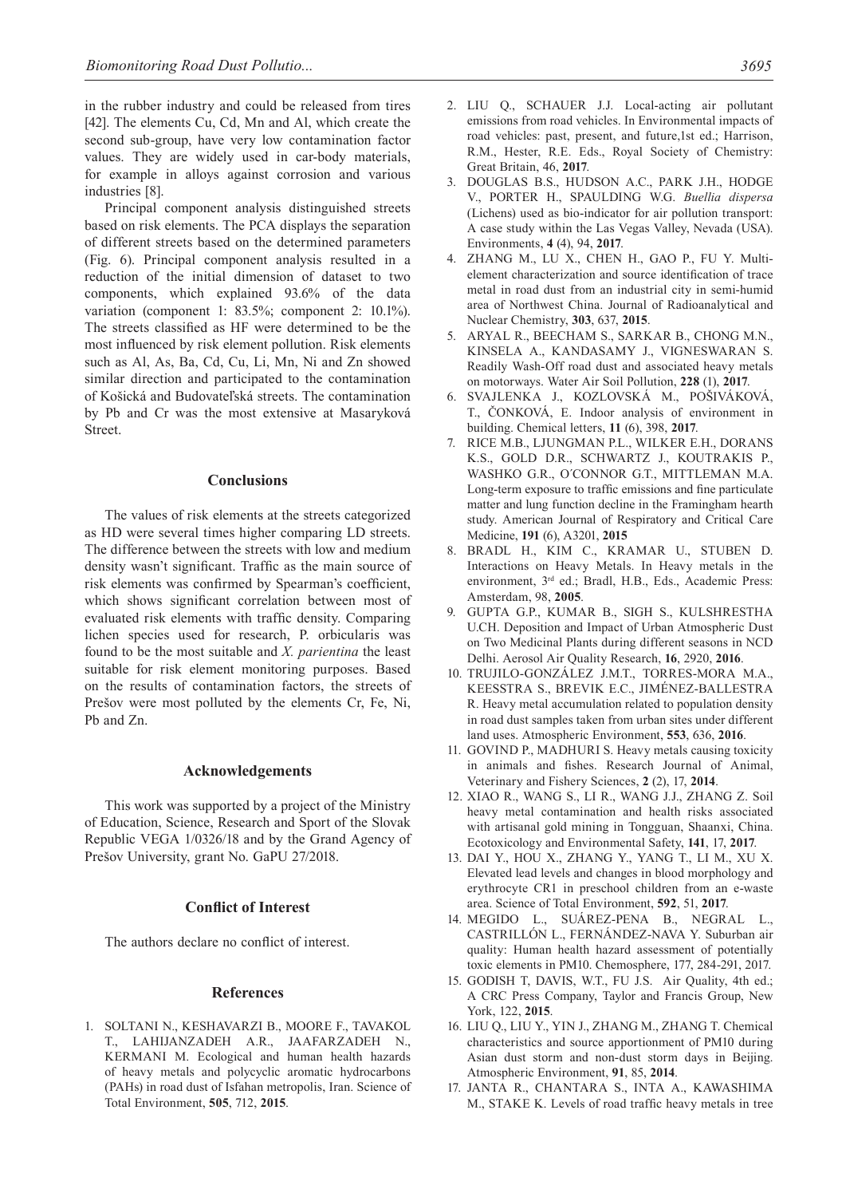in the rubber industry and could be released from tires [42]. The elements Cu, Cd, Mn and Al, which create the second sub-group, have very low contamination factor values. They are widely used in car-body materials, for example in alloys against corrosion and various industries [8].

Principal component analysis distinguished streets based on risk elements. The PCA displays the separation of different streets based on the determined parameters (Fig. 6). Principal component analysis resulted in a reduction of the initial dimension of dataset to two components, which explained 93.6% of the data variation (component 1: 83.5%; component 2: 10.1%). The streets classified as HF were determined to be the most influenced by risk element pollution. Risk elements such as Al, As, Ba, Cd, Cu, Li, Mn, Ni and Zn showed similar direction and participated to the contamination of Košická and Budovateľská streets. The contamination by Pb and Cr was the most extensive at Masaryková Street.

## Conclusions

The values of risk elements at the streets categorized as HD were several times higher comparing LD streets. The difference between the streets with low and medium density wasn't significant. Traffic as the main source of risk elements was confirmed by Spearman's coefficient, which shows significant correlation between most of evaluated risk elements with traffic density. Comparing lichen species used for research, P. orbicularis was found to be the most suitable and *X. parientina* the least suitable for risk element monitoring purposes. Based on the results of contamination factors, the streets of Prešov were most polluted by the elements Cr, Fe, Ni, Pb and Zn.

## Acknowledgements

This work was supported by a project of the Ministry of Education, Science, Research and Sport of the Slovak Republic VEGA 1/0326/18 and by the Grand Agency of Prešov University, grant No. GaPU 27/2018.

## Conflict of Interest

The authors declare no conflict of interest.

## References

1. SOLTANI N., KESHAVARZI B., MOORE F., TAVAKOL T., LAHIJANZADEH A.R., JAAFARZADEH N., KERMANI M. Ecological and human health hazards of heavy metals and polycyclic aromatic hydrocarbons (PAHs) in road dust of Isfahan metropolis, Iran. Science of Total Environment, **505**, 712, **2015**.
2. LIU Q., SCHAUER J.J. Local-acting air pollutant emissions from road vehicles. In Environmental impacts of road vehicles: past, present, and future,1st ed.; Harrison, R.M., Hester, R.E. Eds., Royal Society of Chemistry: Great Britain, 46, **2017**.
3. DOUGLAS B.S., HUDSON A.C., PARK J.H., HODGE V., PORTER H., SPAULDING W.G. *Buellia dispersa* (Lichens) used as bio-indicator for air pollution transport: A case study within the Las Vegas Valley, Nevada (USA). Environments, **4** (4), 94, **2017**.
4. ZHANG M., LU X., CHEN H., GAO P., FU Y. Multi-element characterization and source identification of trace metal in road dust from an industrial city in semi-humid area of Northwest China. Journal of Radioanalytical and Nuclear Chemistry, **303**, 637, **2015**.
5. ARYAL R., BEECHAM S., SARKAR B., CHONG M.N., KINSELA A., KANDASAMY J., VIGNESWARAN S. Readily Wash-Off road dust and associated heavy metals on motorways. Water Air Soil Pollution, **228** (1), **2017**.
6. SVAJLENKA J., KOZLOVSKÁ M., POŠIVÁKOVÁ, T., ČONKOVÁ, E. Indoor analysis of environment in building. Chemical letters, **11** (6), 398, **2017**.
7. RICE M.B., LJUNGMAN P.L., WILKER E.H., DORANS K.S., GOLD D.R., SCHWARTZ J., KOUTRAKIS P., WASHKO G.R., O´CONNOR G.T., MITTLEMAN M.A. Long-term exposure to traffic emissions and fine particulate matter and lung function decline in the Framingham hearth study. American Journal of Respiratory and Critical Care Medicine, **191** (6), A3201, **2015**
8. BRADL H., KIM C., KRAMAR U., STUBEN D. Interactions on Heavy Metals. In Heavy metals in the environment, 3rd ed.; Bradl, H.B., Eds., Academic Press: Amsterdam, 98, **2005**.
9. GUPTA G.P., KUMAR B., SIGH S., KULSHRESTHA U.CH. Deposition and Impact of Urban Atmospheric Dust on Two Medicinal Plants during different seasons in NCD Delhi. Aerosol Air Quality Research, **16**, 2920, **2016**.
10. TRUJILO-GONZÁLEZ J.M.T., TORRES-MORA M.A., KEESSTRA S., BREVIK E.C., JIMÉNEZ-BALLESTRA R. Heavy metal accumulation related to population density in road dust samples taken from urban sites under different land uses. Atmospheric Environment, **553**, 636, **2016**.
11. GOVIND P., MADHURI S. Heavy metals causing toxicity in animals and fishes. Research Journal of Animal, Veterinary and Fishery Sciences, **2** (2), 17, **2014**.
12. XIAO R., WANG S., LI R., WANG J.J., ZHANG Z. Soil heavy metal contamination and health risks associated with artisanal gold mining in Tongguan, Shaanxi, China. Ecotoxicology and Environmental Safety, **141**, 17, **2017**.
13. DAI Y., HOU X., ZHANG Y., YANG T., LI M., XU X. Elevated lead levels and changes in blood morphology and erythrocyte CR1 in preschool children from an e-waste area. Science of Total Environment, **592**, 51, **2017**.
14. MEGIDO L., SUÁREZ-PENA B., NEGRAL L., CASTRILLÓN L., FERNÁNDEZ-NAVA Y. Suburban air quality: Human health hazard assessment of potentially toxic elements in PM10. Chemosphere, 177, 284-291, 2017.
15. GODISH T, DAVIS, W.T., FU J.S. Air Quality, 4th ed.; A CRC Press Company, Taylor and Francis Group, New York, 122, **2015**.
16. LIU Q., LIU Y., YIN J., ZHANG M., ZHANG T. Chemical characteristics and source apportionment of PM10 during Asian dust storm and non-dust storm days in Beijing. Atmospheric Environment, **91**, 85, **2014**.
17. JANTA R., CHANTARA S., INTA A., KAWASHIMA M., STAKE K. Levels of road traffic heavy metals in tree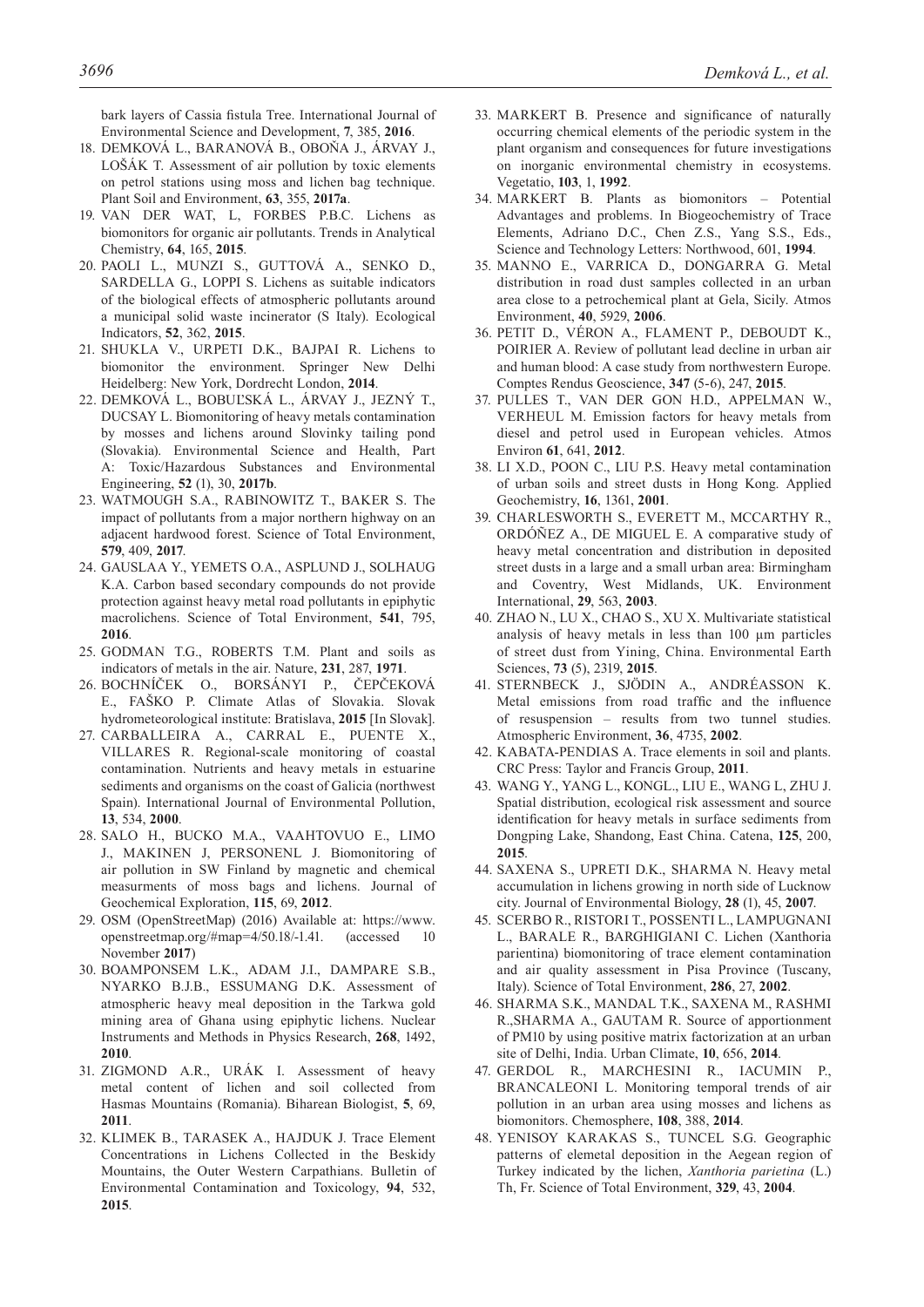bark layers of Cassia fistula Tree. International Journal of Environmental Science and Development, **7**, 385, **2016**.

18. DEMKOVÁ L., BARANOVÁ B., OBOŇA J., ÁRVAY J., LOŠÁK T. Assessment of air pollution by toxic elements on petrol stations using moss and lichen bag technique. Plant Soil and Environment, **63**, 355, **2017a**.
19. VAN DER WAT, L, FORBES P.B.C. Lichens as biomonitors for organic air pollutants. Trends in Analytical Chemistry, **64**, 165, **2015**.
20. PAOLI L., MUNZI S., GUTTOVÁ A., SENKO D., SARDELLA G., LOPPI S. Lichens as suitable indicators of the biological effects of atmospheric pollutants around a municipal solid waste incinerator (S Italy). Ecological Indicators, **52**, 362, **2015**.
21. SHUKLA V., URPETI D.K., BAJPAI R. Lichens to biomonitor the environment. Springer New Delhi Heidelberg: New York, Dordrecht London, **2014**.
22. DEMKOVÁ L., BOBUĽSKÁ L., ÁRVAY J., JEZNÝ T., DUCSAY L. Biomonitoring of heavy metals contamination by mosses and lichens around Slovinky tailing pond (Slovakia). Environmental Science and Health, Part A: Toxic/Hazardous Substances and Environmental Engineering, **52** (1), 30, **2017b**.
23. WATMOUGH S.A., RABINOWITZ T., BAKER S. The impact of pollutants from a major northern highway on an adjacent hardwood forest. Science of Total Environment, **579**, 409, **2017**.
24. GAUSLAA Y., YEMETS O.A., ASPLUND J., SOLHAUG K.A. Carbon based secondary compounds do not provide protection against heavy metal road pollutants in epiphytic macrolichens. Science of Total Environment, **541**, 795, **2016**.
25. GODMAN T.G., ROBERTS T.M. Plant and soils as indicators of metals in the air. Nature, **231**, 287, **1971**.
26. BOCHNÍČEK O., BORSÁNYI P., ČEPČEKOVÁ E., FAŠKO P. Climate Atlas of Slovakia. Slovak hydrometeorological institute: Bratislava, **2015** [In Slovak].
27. CARBALLEIRA A., CARRAL E., PUENTE X., VILLARES R. Regional-scale monitoring of coastal contamination. Nutrients and heavy metals in estuarine sediments and organisms on the coast of Galicia (northwest Spain). International Journal of Environmental Pollution, **13**, 534, **2000**.
28. SALO H., BUCKO M.A., VAAHTOVUO E., LIMO J., MAKINEN J, PERSONENL J. Biomonitoring of air pollution in SW Finland by magnetic and chemical measurments of moss bags and lichens. Journal of Geochemical Exploration, **115**, 69, **2012**.
29. OSM (OpenStreetMap) (2016) Available at: https://www.openstreetmap.org/#map=4/50.18/-1.41. (accessed 10 November **2017**)
30. BOAMPONSEM L.K., ADAM J.I., DAMPARE S.B., NYARKO B.J.B., ESSUMANG D.K. Assessment of atmospheric heavy meal deposition in the Tarkwa gold mining area of Ghana using epiphytic lichens. Nuclear Instruments and Methods in Physics Research, **268**, 1492, **2010**.
31. ZIGMOND A.R., URÁK I. Assessment of heavy metal content of lichen and soil collected from Hasmas Mountains (Romania). Biharean Biologist, **5**, 69, **2011**.
32. KLIMEK B., TARASEK A., HAJDUK J. Trace Element Concentrations in Lichens Collected in the Beskidy Mountains, the Outer Western Carpathians. Bulletin of Environmental Contamination and Toxicology, **94**, 532, **2015**.
33. MARKERT B. Presence and significance of naturally occurring chemical elements of the periodic system in the plant organism and consequences for future investigations on inorganic environmental chemistry in ecosystems. Vegetatio, **103**, 1, **1992**.
34. MARKERT B. Plants as biomonitors – Potential Advantages and problems. In Biogeochemistry of Trace Elements, Adriano D.C., Chen Z.S., Yang S.S., Eds., Science and Technology Letters: Northwood, 601, **1994**.
35. MANNO E., VARRICA D., DONGARRA G. Metal distribution in road dust samples collected in an urban area close to a petrochemical plant at Gela, Sicily. Atmos Environment, **40**, 5929, **2006**.
36. PETIT D., VÉRON A., FLAMENT P., DEBOUDT K., POIRIER A. Review of pollutant lead decline in urban air and human blood: A case study from northwestern Europe. Comptes Rendus Geoscience, **347** (5-6), 247, **2015**.
37. PULLES T., VAN DER GON H.D., APPELMAN W., VERHEUL M. Emission factors for heavy metals from diesel and petrol used in European vehicles. Atmos Environ **61**, 641, **2012**.
38. LI X.D., POON C., LIU P.S. Heavy metal contamination of urban soils and street dusts in Hong Kong. Applied Geochemistry, **16**, 1361, **2001**.
39. CHARLESWORTH S., EVERETT M., MCCARTHY R., ORDÓÑEZ A., DE MIGUEL E. A comparative study of heavy metal concentration and distribution in deposited street dusts in a large and a small urban area: Birmingham and Coventry, West Midlands, UK. Environment International, **29**, 563, **2003**.
40. ZHAO N., LU X., CHAO S., XU X. Multivariate statistical analysis of heavy metals in less than 100 µm particles of street dust from Yining, China. Environmental Earth Sciences, **73** (5), 2319, **2015**.
41. STERNBECK J., SJÖDIN A., ANDRÉASSON K. Metal emissions from road traffic and the influence of resuspension – results from two tunnel studies. Atmospheric Environment, **36**, 4735, **2002**.
42. KABATA-PENDIAS A. Trace elements in soil and plants. CRC Press: Taylor and Francis Group, **2011**.
43. WANG Y., YANG L., KONGL., LIU E., WANG L, ZHU J. Spatial distribution, ecological risk assessment and source identification for heavy metals in surface sediments from Dongping Lake, Shandong, East China. Catena, **125**, 200, **2015**.
44. SAXENA S., UPRETI D.K., SHARMA N. Heavy metal accumulation in lichens growing in north side of Lucknow city. Journal of Environmental Biology, **28** (1), 45, **2007**.
45. SCERBO R., RISTORI T., POSSENTI L., LAMPUGNANI L., BARALE R., BARGHIGIANI C. Lichen (Xanthoria parientina) biomonitoring of trace element contamination and air quality assessment in Pisa Province (Tuscany, Italy). Science of Total Environment, **286**, 27, **2002**.
46. SHARMA S.K., MANDAL T.K., SAXENA M., RASHMI R.,SHARMA A., GAUTAM R. Source of apportionment of PM10 by using positive matrix factorization at an urban site of Delhi, India. Urban Climate, **10**, 656, **2014**.
47. GERDOL R., MARCHESINI R., IACUMIN P., BRANCALEONI L. Monitoring temporal trends of air pollution in an urban area using mosses and lichens as biomonitors. Chemosphere, **108**, 388, **2014**.
48. YENISOY KARAKAS S., TUNCEL S.G. Geographic patterns of elemetal deposition in the Aegean region of Turkey indicated by the lichen, *Xanthoria parietina* (L.) Th, Fr. Science of Total Environment, **329**, 43, **2004**.